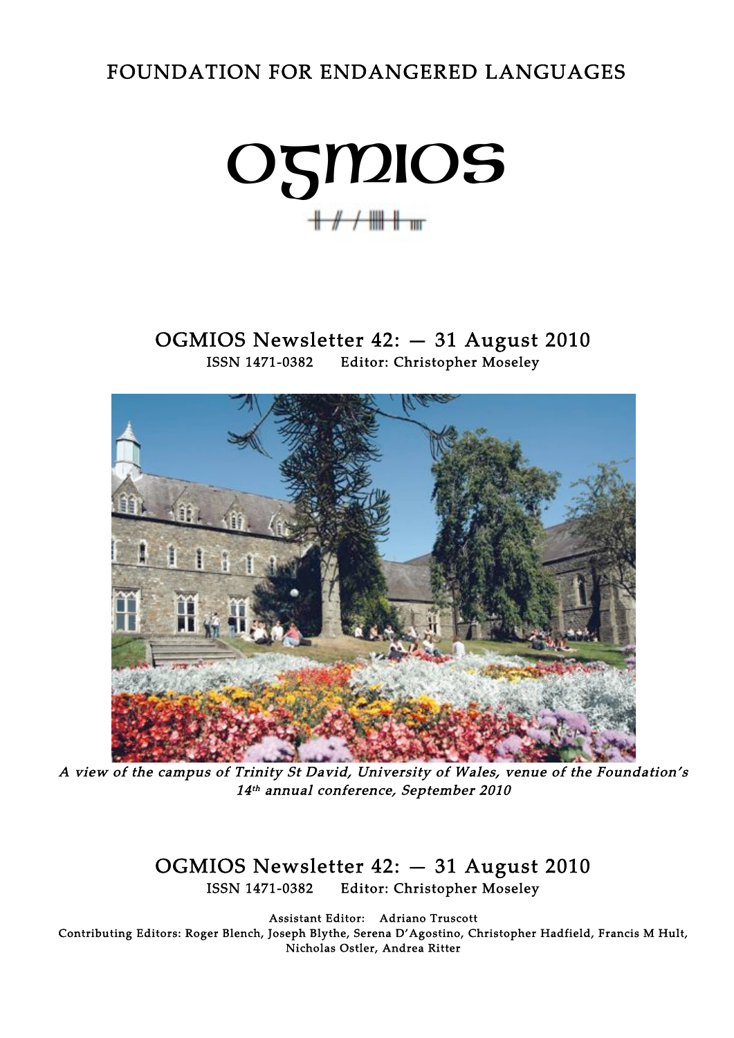FOUNDATION FOR ENDANGERED LANGUAGES

# OGMIOS

## OGMIOS Newsletter 42: — 31 August 2010

ISSN 1471-0382 Editor: Christopher Moseley

*A view of the campus of Trinity St David, University of Wales, venue of the Foundation's 14th annual conference, September 2010*

## OGMIOS Newsletter 42: — 31 August 2010

ISSN 1471-0382 Editor: Christopher Moseley

Assistant Editor: Adriano Truscott

Contributing Editors: Roger Blench, Joseph Blythe, Serena D'Agostino, Christopher Hadfield, Francis M Hult, Nicholas Ostler, Andrea Ritter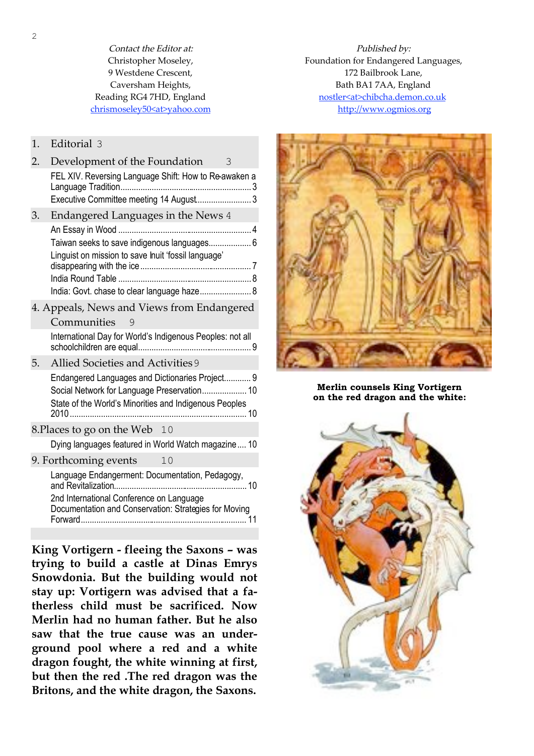*Contact the Editor at:*
Christopher Moseley,
9 Westdene Crescent,
Caversham Heights,
Reading RG4 7HD, England
chrismoseley50<at>yahoo.com

*Published by:*
Foundation for Endangered Languages,
172 Bailbrook Lane,
Bath BA1 7AA, England
nostler<at>chibcha.demon.co.uk
http://www.ogmios.org

1. Editorial 3
2. Development of the Foundation 3
   - FEL XIV. Reversing Language Shift: How to Re-awaken a Language Tradition ..... 3
   - Executive Committee meeting 14 August ..... 3
3. Endangered Languages in the News 4
   - An Essay in Wood ..... 4
   - Taiwan seeks to save indigenous languages ..... 6
   - Linguist on mission to save Inuit 'fossil language' disappearing with the ice ..... 7
   - India Round Table ..... 8
   - India: Govt. chase to clear language haze ..... 8
4. Appeals, News and Views from Endangered Communities 9
   - International Day for World's Indigenous Peoples: not all schoolchildren are equal ..... 9
5. Allied Societies and Activities 9
   - Endangered Languages and Dictionaries Project ..... 9
   - Social Network for Language Preservation ..... 10
   - State of the World's Minorities and Indigenous Peoples 2010 ..... 10
8. Places to go on the Web 10
   - Dying languages featured in World Watch magazine ..... 10
9. Forthcoming events 10
   - Language Endangerment: Documentation, Pedagogy, and Revitalization ..... 10
   - 2nd International Conference on Language Documentation and Conservation: Strategies for Moving Forward ..... 11

**King Vortigern - fleeing the Saxons – was trying to build a castle at Dinas Emrys Snowdonia. But the building would not stay up: Vortigern was advised that a fatherless child must be sacrificed. Now Merlin had no human father. But he also saw that the true cause was an underground pool where a red and a white dragon fought, the white winning at first, but then the red .The red dragon was the Britons, and the white dragon, the Saxons.**

**Merlin counsels King Vortigern on the red dragon and the white:**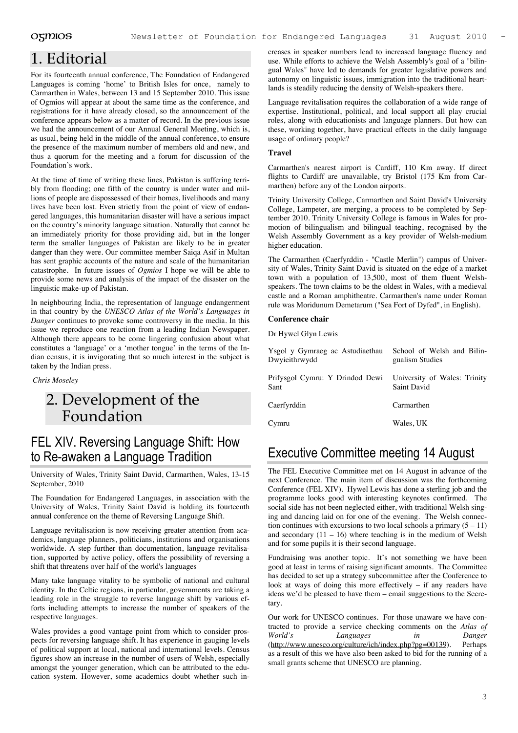# 1. Editorial

For its fourteenth annual conference, The Foundation of Endangered Languages is coming 'home' to British Isles for once, namely to Carmarthen in Wales, between 13 and 15 September 2010. This issue of Ogmios will appear at about the same time as the conference, and registrations for it have already closed, so the announcement of the conference appears below as a matter of record. In the previous issue we had the announcement of our Annual General Meeting, which is, as usual, being held in the middle of the annual conference, to ensure the presence of the maximum number of members old and new, and thus a quorum for the meeting and a forum for discussion of the Foundation's work.

At the time of time of writing these lines, Pakistan is suffering terribly from flooding; one fifth of the country is under water and millions of people are dispossessed of their homes, livelihoods and many lives have been lost. Even strictly from the point of view of endangered languages, this humanitarian disaster will have a serious impact on the country's minority language situation. Naturally that cannot be an immediately priority for those providing aid, but in the longer term the smaller languages of Pakistan are likely to be in greater danger than they were. Our committee member Saiqa Asif in Multan has sent graphic accounts of the nature and scale of the humanitarian catastrophe. In future issues of *Ogmios* I hope we will be able to provide some news and analysis of the impact of the disaster on the linguistic make-up of Pakistan.

In neighbouring India, the representation of language endangerment in that country by the *UNESCO Atlas of the World's Languages in Danger* continues to provoke some controversy in the media. In this issue we reproduce one reaction from a leading Indian Newspaper. Although there appears to be come lingering confusion about what constitutes a 'language' or a 'mother tongue' in the terms of the Indian census, it is invigorating that so much interest in the subject is taken by the Indian press.

*Chris Moseley*

# 2. Development of the Foundation

## FEL XIV. Reversing Language Shift: How to Re-awaken a Language Tradition

University of Wales, Trinity Saint David, Carmarthen, Wales, 13-15 September, 2010

The Foundation for Endangered Languages, in association with the University of Wales, Trinity Saint David is holding its fourteenth annual conference on the theme of Reversing Language Shift.

Language revitalisation is now receiving greater attention from academics, language planners, politicians, institutions and organisations worldwide. A step further than documentation, language revitalisation, supported by active policy, offers the possibility of reversing a shift that threatens over half of the world's languages

Many take language vitality to be symbolic of national and cultural identity. In the Celtic regions, in particular, governments are taking a leading role in the struggle to reverse language shift by various efforts including attempts to increase the number of speakers of the respective languages.

Wales provides a good vantage point from which to consider prospects for reversing language shift. It has experience in gauging levels of political support at local, national and international levels. Census figures show an increase in the number of users of Welsh, especially amongst the younger generation, which can be attributed to the education system. However, some academics doubt whether such increases in speaker numbers lead to increased language fluency and use. While efforts to achieve the Welsh Assembly's goal of a "bilingual Wales" have led to demands for greater legislative powers and autonomy on linguistic issues, immigration into the traditional heartlands is steadily reducing the density of Welsh-speakers there.

Language revitalisation requires the collaboration of a wide range of expertise. Institutional, political, and local support all play crucial roles, along with educationists and language planners. But how can these, working together, have practical effects in the daily language usage of ordinary people?

**Travel**

Carmarthen's nearest airport is Cardiff, 110 Km away. If direct flights to Cardiff are unavailable, try Bristol (175 Km from Carmarthen) before any of the London airports.

Trinity University College, Carmarthen and Saint David's University College, Lampeter, are merging, a process to be completed by September 2010. Trinity University College is famous in Wales for promotion of bilingualism and bilingual teaching, recognised by the Welsh Assembly Government as a key provider of Welsh-medium higher education.

The Carmarthen (Caerfyrddin - "Castle Merlin") campus of University of Wales, Trinity Saint David is situated on the edge of a market town with a population of 13,500, most of them fluent Welsh-speakers. The town claims to be the oldest in Wales, with a medieval castle and a Roman amphitheatre. Carmarthen's name under Roman rule was Moridunum Demetarum ("Sea Fort of Dyfed", in English).

**Conference chair**

Dr Hywel Glyn Lewis

| | |
|---|---|
| Ysgol y Gymraeg ac Astudiaethau Dwyieithrwydd | School of Welsh and Bilingualism Studies |
| Prifysgol Cymru: Y Drindod Dewi Sant | University of Wales: Trinity Saint David |
| Caerfyrddin | Carmarthen |
| Cymru | Wales, UK |

## Executive Committee meeting 14 August

The FEL Executive Committee met on 14 August in advance of the next Conference. The main item of discussion was the forthcoming Conference (FEL XIV). Hywel Lewis has done a sterling job and the programme looks good with interesting keynotes confirmed. The social side has not been neglected either, with traditional Welsh singing and dancing laid on for one of the evening. The Welsh connection continues with excursions to two local schools a primary (5 – 11) and secondary (11 – 16) where teaching is in the medium of Welsh and for some pupils it is their second language.

Fundraising was another topic. It's not something we have been good at least in terms of raising significant amounts. The Committee has decided to set up a strategy subcommittee after the Conference to look at ways of doing this more effectively – if any readers have ideas we'd be pleased to have them – email suggestions to the Secretary.

Our work for UNESCO continues. For those unaware we have contracted to provide a service checking comments on the *Atlas of World's Languages in Danger* (http://www.unesco.org/culture/ich/index.php?pg=00139). Perhaps as a result of this we have also been asked to bid for the running of a small grants scheme that UNESCO are planning.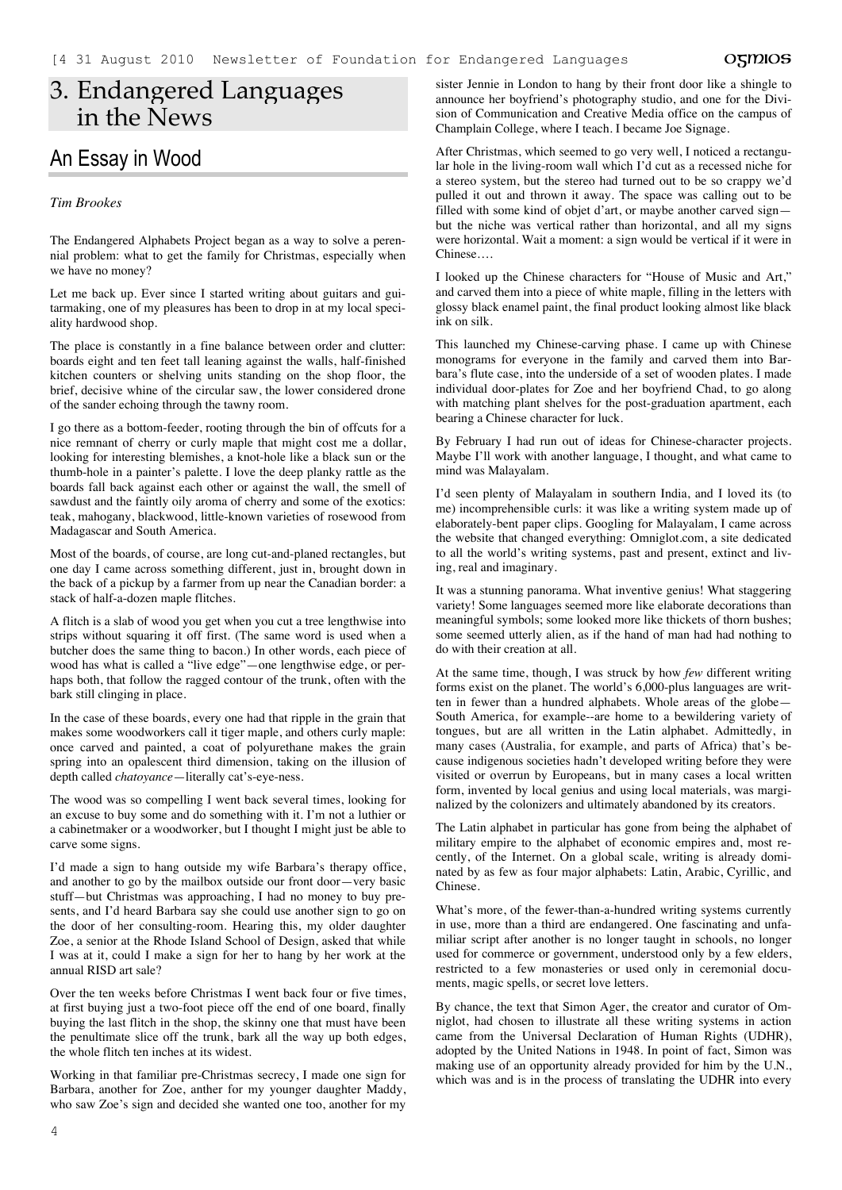# 3. Endangered Languages in the News

## An Essay in Wood

*Tim Brookes*

The Endangered Alphabets Project began as a way to solve a perennial problem: what to get the family for Christmas, especially when we have no money?

Let me back up. Ever since I started writing about guitars and guitarmaking, one of my pleasures has been to drop in at my local speciality hardwood shop.

The place is constantly in a fine balance between order and clutter: boards eight and ten feet tall leaning against the walls, half-finished kitchen counters or shelving units standing on the shop floor, the brief, decisive whine of the circular saw, the lower considered drone of the sander echoing through the tawny room.

I go there as a bottom-feeder, rooting through the bin of offcuts for a nice remnant of cherry or curly maple that might cost me a dollar, looking for interesting blemishes, a knot-hole like a black sun or the thumb-hole in a painter's palette. I love the deep planky rattle as the boards fall back against each other or against the wall, the smell of sawdust and the faintly oily aroma of cherry and some of the exotics: teak, mahogany, blackwood, little-known varieties of rosewood from Madagascar and South America.

Most of the boards, of course, are long cut-and-planed rectangles, but one day I came across something different, just in, brought down in the back of a pickup by a farmer from up near the Canadian border: a stack of half-a-dozen maple flitches.

A flitch is a slab of wood you get when you cut a tree lengthwise into strips without squaring it off first. (The same word is used when a butcher does the same thing to bacon.) In other words, each piece of wood has what is called a "live edge"—one lengthwise edge, or perhaps both, that follow the ragged contour of the trunk, often with the bark still clinging in place.

In the case of these boards, every one had that ripple in the grain that makes some woodworkers call it tiger maple, and others curly maple: once carved and painted, a coat of polyurethane makes the grain spring into an opalescent third dimension, taking on the illusion of depth called *chatoyance*—literally cat's-eye-ness.

The wood was so compelling I went back several times, looking for an excuse to buy some and do something with it. I'm not a luthier or a cabinetmaker or a woodworker, but I thought I might just be able to carve some signs.

I'd made a sign to hang outside my wife Barbara's therapy office, and another to go by the mailbox outside our front door—very basic stuff—but Christmas was approaching, I had no money to buy presents, and I'd heard Barbara say she could use another sign to go on the door of her consulting-room. Hearing this, my older daughter Zoe, a senior at the Rhode Island School of Design, asked that while I was at it, could I make a sign for her to hang by her work at the annual RISD art sale?

Over the ten weeks before Christmas I went back four or five times, at first buying just a two-foot piece off the end of one board, finally buying the last flitch in the shop, the skinny one that must have been the penultimate slice off the trunk, bark all the way up both edges, the whole flitch ten inches at its widest.

Working in that familiar pre-Christmas secrecy, I made one sign for Barbara, another for Zoe, anther for my younger daughter Maddy, who saw Zoe's sign and decided she wanted one too, another for my sister Jennie in London to hang by their front door like a shingle to announce her boyfriend's photography studio, and one for the Division of Communication and Creative Media office on the campus of Champlain College, where I teach. I became Joe Signage.

After Christmas, which seemed to go very well, I noticed a rectangular hole in the living-room wall which I'd cut as a recessed niche for a stereo system, but the stereo had turned out to be so crappy we'd pulled it out and thrown it away. The space was calling out to be filled with some kind of objet d'art, or maybe another carved sign—but the niche was vertical rather than horizontal, and all my signs were horizontal. Wait a moment: a sign would be vertical if it were in Chinese….

I looked up the Chinese characters for "House of Music and Art," and carved them into a piece of white maple, filling in the letters with glossy black enamel paint, the final product looking almost like black ink on silk.

This launched my Chinese-carving phase. I came up with Chinese monograms for everyone in the family and carved them into Barbara's flute case, into the underside of a set of wooden plates. I made individual door-plates for Zoe and her boyfriend Chad, to go along with matching plant shelves for the post-graduation apartment, each bearing a Chinese character for luck.

By February I had run out of ideas for Chinese-character projects. Maybe I'll work with another language, I thought, and what came to mind was Malayalam.

I'd seen plenty of Malayalam in southern India, and I loved its (to me) incomprehensible curls: it was like a writing system made up of elaborately-bent paper clips. Googling for Malayalam, I came across the website that changed everything: Omniglot.com, a site dedicated to all the world's writing systems, past and present, extinct and living, real and imaginary.

It was a stunning panorama. What inventive genius! What staggering variety! Some languages seemed more like elaborate decorations than meaningful symbols; some looked more like thickets of thorn bushes; some seemed utterly alien, as if the hand of man had had nothing to do with their creation at all.

At the same time, though, I was struck by how *few* different writing forms exist on the planet. The world's 6,000-plus languages are written in fewer than a hundred alphabets. Whole areas of the globe—South America, for example--are home to a bewildering variety of tongues, but are all written in the Latin alphabet. Admittedly, in many cases (Australia, for example, and parts of Africa) that's because indigenous societies hadn't developed writing before they were visited or overrun by Europeans, but in many cases a local written form, invented by local genius and using local materials, was marginalized by the colonizers and ultimately abandoned by its creators.

The Latin alphabet in particular has gone from being the alphabet of military empire to the alphabet of economic empires and, most recently, of the Internet. On a global scale, writing is already dominated by as few as four major alphabets: Latin, Arabic, Cyrillic, and Chinese.

What's more, of the fewer-than-a-hundred writing systems currently in use, more than a third are endangered. One fascinating and unfamiliar script after another is no longer taught in schools, no longer used for commerce or government, understood only by a few elders, restricted to a few monasteries or used only in ceremonial documents, magic spells, or secret love letters.

By chance, the text that Simon Ager, the creator and curator of Omniglot, had chosen to illustrate all these writing systems in action came from the Universal Declaration of Human Rights (UDHR), adopted by the United Nations in 1948. In point of fact, Simon was making use of an opportunity already provided for him by the U.N., which was and is in the process of translating the UDHR into every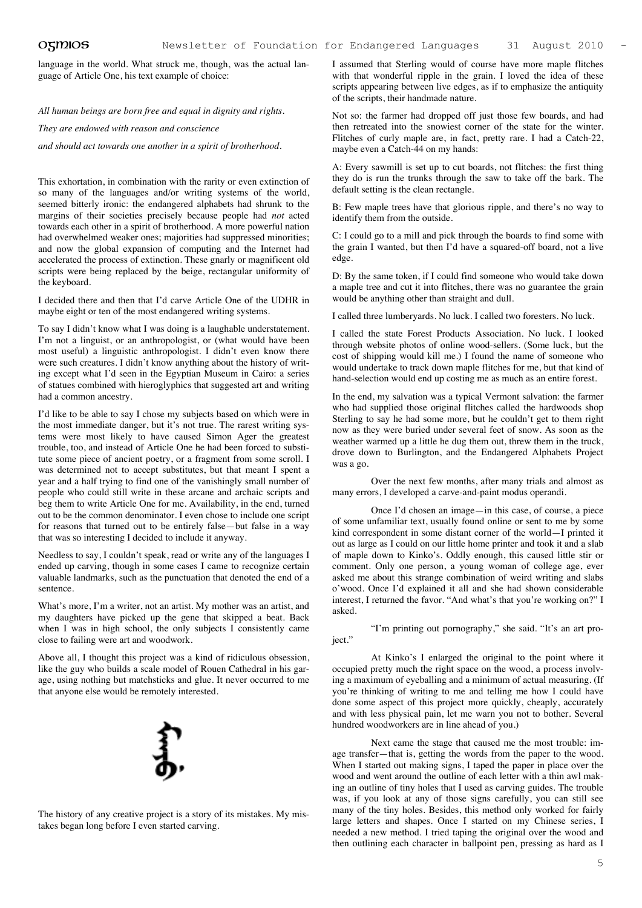language in the world. What struck me, though, was the actual language of Article One, his text example of choice:

*All human beings are born free and equal in dignity and rights.*

*They are endowed with reason and conscience*

*and should act towards one another in a spirit of brotherhood.*

This exhortation, in combination with the rarity or even extinction of so many of the languages and/or writing systems of the world, seemed bitterly ironic: the endangered alphabets had shrunk to the margins of their societies precisely because people had *not* acted towards each other in a spirit of brotherhood. A more powerful nation had overwhelmed weaker ones; majorities had suppressed minorities; and now the global expansion of computing and the Internet had accelerated the process of extinction. These gnarly or magnificent old scripts were being replaced by the beige, rectangular uniformity of the keyboard.

I decided there and then that I'd carve Article One of the UDHR in maybe eight or ten of the most endangered writing systems.

To say I didn't know what I was doing is a laughable understatement. I'm not a linguist, or an anthropologist, or (what would have been most useful) a linguistic anthropologist. I didn't even know there were such creatures. I didn't know anything about the history of writing except what I'd seen in the Egyptian Museum in Cairo: a series of statues combined with hieroglyphics that suggested art and writing had a common ancestry.

I'd like to be able to say I chose my subjects based on which were in the most immediate danger, but it's not true. The rarest writing systems were most likely to have caused Simon Ager the greatest trouble, too, and instead of Article One he had been forced to substitute some piece of ancient poetry, or a fragment from some scroll. I was determined not to accept substitutes, but that meant I spent a year and a half trying to find one of the vanishingly small number of people who could still write in these arcane and archaic scripts and beg them to write Article One for me. Availability, in the end, turned out to be the common denominator. I even chose to include one script for reasons that turned out to be entirely false—but false in a way that was so interesting I decided to include it anyway.

Needless to say, I couldn't speak, read or write any of the languages I ended up carving, though in some cases I came to recognize certain valuable landmarks, such as the punctuation that denoted the end of a sentence.

What's more, I'm a writer, not an artist. My mother was an artist, and my daughters have picked up the gene that skipped a beat. Back when I was in high school, the only subjects I consistently came close to failing were art and woodwork.

Above all, I thought this project was a kind of ridiculous obsession, like the guy who builds a scale model of Rouen Cathedral in his garage, using nothing but matchsticks and glue. It never occurred to me that anyone else would be remotely interested.

The history of any creative project is a story of its mistakes. My mistakes began long before I even started carving.

I assumed that Sterling would of course have more maple flitches with that wonderful ripple in the grain. I loved the idea of these scripts appearing between live edges, as if to emphasize the antiquity of the scripts, their handmade nature.

Not so: the farmer had dropped off just those few boards, and had then retreated into the snowiest corner of the state for the winter. Flitches of curly maple are, in fact, pretty rare. I had a Catch-22, maybe even a Catch-44 on my hands:

A: Every sawmill is set up to cut boards, not flitches: the first thing they do is run the trunks through the saw to take off the bark. The default setting is the clean rectangle.

B: Few maple trees have that glorious ripple, and there's no way to identify them from the outside.

C: I could go to a mill and pick through the boards to find some with the grain I wanted, but then I'd have a squared-off board, not a live edge.

D: By the same token, if I could find someone who would take down a maple tree and cut it into flitches, there was no guarantee the grain would be anything other than straight and dull.

I called three lumberyards. No luck. I called two foresters. No luck.

I called the state Forest Products Association. No luck. I looked through website photos of online wood-sellers. (Some luck, but the cost of shipping would kill me.) I found the name of someone who would undertake to track down maple flitches for me, but that kind of hand-selection would end up costing me as much as an entire forest.

In the end, my salvation was a typical Vermont salvation: the farmer who had supplied those original flitches called the hardwoods shop Sterling to say he had some more, but he couldn't get to them right now as they were buried under several feet of snow. As soon as the weather warmed up a little he dug them out, threw them in the truck, drove down to Burlington, and the Endangered Alphabets Project was a go.

Over the next few months, after many trials and almost as many errors, I developed a carve-and-paint modus operandi.

Once I'd chosen an image—in this case, of course, a piece of some unfamiliar text, usually found online or sent to me by some kind correspondent in some distant corner of the world—I printed it out as large as I could on our little home printer and took it and a slab of maple down to Kinko's. Oddly enough, this caused little stir or comment. Only one person, a young woman of college age, ever asked me about this strange combination of weird writing and slabs o'wood. Once I'd explained it all and she had shown considerable interest, I returned the favor. "And what's that you're working on?" I asked.

"I'm printing out pornography," she said. "It's an art project."

At Kinko's I enlarged the original to the point where it occupied pretty much the right space on the wood, a process involving a maximum of eyeballing and a minimum of actual measuring. (If you're thinking of writing to me and telling me how I could have done some aspect of this project more quickly, cheaply, accurately and with less physical pain, let me warn you not to bother. Several hundred woodworkers are in line ahead of you.)

Next came the stage that caused me the most trouble: image transfer—that is, getting the words from the paper to the wood. When I started out making signs, I taped the paper in place over the wood and went around the outline of each letter with a thin awl making an outline of tiny holes that I used as carving guides. The trouble was, if you look at any of those signs carefully, you can still see many of the tiny holes. Besides, this method only worked for fairly large letters and shapes. Once I started on my Chinese series, I needed a new method. I tried taping the original over the wood and then outlining each character in ballpoint pen, pressing as hard as I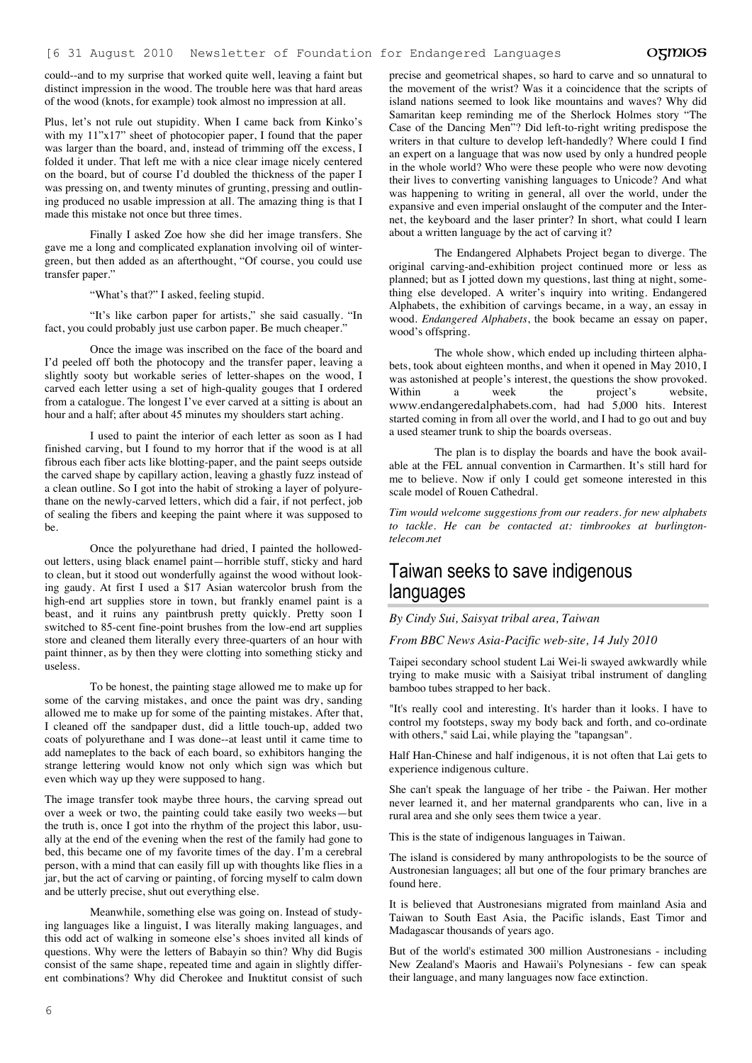could--and to my surprise that worked quite well, leaving a faint but distinct impression in the wood. The trouble here was that hard areas of the wood (knots, for example) took almost no impression at all.

Plus, let's not rule out stupidity. When I came back from Kinko's with my 11"x17" sheet of photocopier paper, I found that the paper was larger than the board, and, instead of trimming off the excess, I folded it under. That left me with a nice clear image nicely centered on the board, but of course I'd doubled the thickness of the paper I was pressing on, and twenty minutes of grunting, pressing and outlining produced no usable impression at all. The amazing thing is that I made this mistake not once but three times.

Finally I asked Zoe how she did her image transfers. She gave me a long and complicated explanation involving oil of wintergreen, but then added as an afterthought, "Of course, you could use transfer paper."

"What's that?" I asked, feeling stupid.

"It's like carbon paper for artists," she said casually. "In fact, you could probably just use carbon paper. Be much cheaper."

Once the image was inscribed on the face of the board and I'd peeled off both the photocopy and the transfer paper, leaving a slightly sooty but workable series of letter-shapes on the wood, I carved each letter using a set of high-quality gouges that I ordered from a catalogue. The longest I've ever carved at a sitting is about an hour and a half; after about 45 minutes my shoulders start aching.

I used to paint the interior of each letter as soon as I had finished carving, but I found to my horror that if the wood is at all fibrous each fiber acts like blotting-paper, and the paint seeps outside the carved shape by capillary action, leaving a ghastly fuzz instead of a clean outline. So I got into the habit of stroking a layer of polyurethane on the newly-carved letters, which did a fair, if not perfect, job of sealing the fibers and keeping the paint where it was supposed to be.

Once the polyurethane had dried, I painted the hollowed-out letters, using black enamel paint—horrible stuff, sticky and hard to clean, but it stood out wonderfully against the wood without looking gaudy. At first I used a $17 Asian watercolor brush from the high-end art supplies store in town, but frankly enamel paint is a beast, and it ruins any paintbrush pretty quickly. Pretty soon I switched to 85-cent fine-point brushes from the low-end art supplies store and cleaned them literally every three-quarters of an hour with paint thinner, as by then they were clotting into something sticky and useless.

To be honest, the painting stage allowed me to make up for some of the carving mistakes, and once the paint was dry, sanding allowed me to make up for some of the painting mistakes. After that, I cleaned off the sandpaper dust, did a little touch-up, added two coats of polyurethane and I was done--at least until it came time to add nameplates to the back of each board, so exhibitors hanging the strange lettering would know not only which sign was which but even which way up they were supposed to hang.

The image transfer took maybe three hours, the carving spread out over a week or two, the painting could take easily two weeks—but the truth is, once I got into the rhythm of the project this labor, usually at the end of the evening when the rest of the family had gone to bed, this became one of my favorite times of the day. I'm a cerebral person, with a mind that can easily fill up with thoughts like flies in a jar, but the act of carving or painting, of forcing myself to calm down and be utterly precise, shut out everything else.

Meanwhile, something else was going on. Instead of studying languages like a linguist, I was literally making languages, and this odd act of walking in someone else's shoes invited all kinds of questions. Why were the letters of Babayin so thin? Why did Bugis consist of the same shape, repeated time and again in slightly different combinations? Why did Cherokee and Inuktitut consist of such precise and geometrical shapes, so hard to carve and so unnatural to the movement of the wrist? Was it a coincidence that the scripts of island nations seemed to look like mountains and waves? Why did Samaritan keep reminding me of the Sherlock Holmes story "The Case of the Dancing Men"? Did left-to-right writing predispose the writers in that culture to develop left-handedly? Where could I find an expert on a language that was now used by only a hundred people in the whole world? Who were these people who were now devoting their lives to converting vanishing languages to Unicode? And what was happening to writing in general, all over the world, under the expansive and even imperial onslaught of the computer and the Internet, the keyboard and the laser printer? In short, what could I learn about a written language by the act of carving it?

The Endangered Alphabets Project began to diverge. The original carving-and-exhibition project continued more or less as planned; but as I jotted down my questions, last thing at night, something else developed. A writer's inquiry into writing. Endangered Alphabets, the exhibition of carvings became, in a way, an essay in wood. *Endangered Alphabets*, the book became an essay on paper, wood's offspring.

The whole show, which ended up including thirteen alphabets, took about eighteen months, and when it opened in May 2010, I was astonished at people's interest, the questions the show provoked. Within a week the project's website, www.endangeredalphabets.com, had had 5,000 hits. Interest started coming in from all over the world, and I had to go out and buy a used steamer trunk to ship the boards overseas.

The plan is to display the boards and have the book available at the FEL annual convention in Carmarthen. It's still hard for me to believe. Now if only I could get someone interested in this scale model of Rouen Cathedral.

*Tim would welcome suggestions from our readers. for new alphabets to tackle. He can be contacted at: timbrookes at burlington-telecom.net*

## Taiwan seeks to save indigenous languages

*By Cindy Sui, Saisyat tribal area, Taiwan*

*From BBC News Asia-Pacific web-site, 14 July 2010*

Taipei secondary school student Lai Wei-li swayed awkwardly while trying to make music with a Saisiyat tribal instrument of dangling bamboo tubes strapped to her back.

"It's really cool and interesting. It's harder than it looks. I have to control my footsteps, sway my body back and forth, and co-ordinate with others," said Lai, while playing the "tapangsan".

Half Han-Chinese and half indigenous, it is not often that Lai gets to experience indigenous culture.

She can't speak the language of her tribe - the Paiwan. Her mother never learned it, and her maternal grandparents who can, live in a rural area and she only sees them twice a year.

This is the state of indigenous languages in Taiwan.

The island is considered by many anthropologists to be the source of Austronesian languages; all but one of the four primary branches are found here.

It is believed that Austronesians migrated from mainland Asia and Taiwan to South East Asia, the Pacific islands, East Timor and Madagascar thousands of years ago.

But of the world's estimated 300 million Austronesians - including New Zealand's Maoris and Hawaii's Polynesians - few can speak their language, and many languages now face extinction.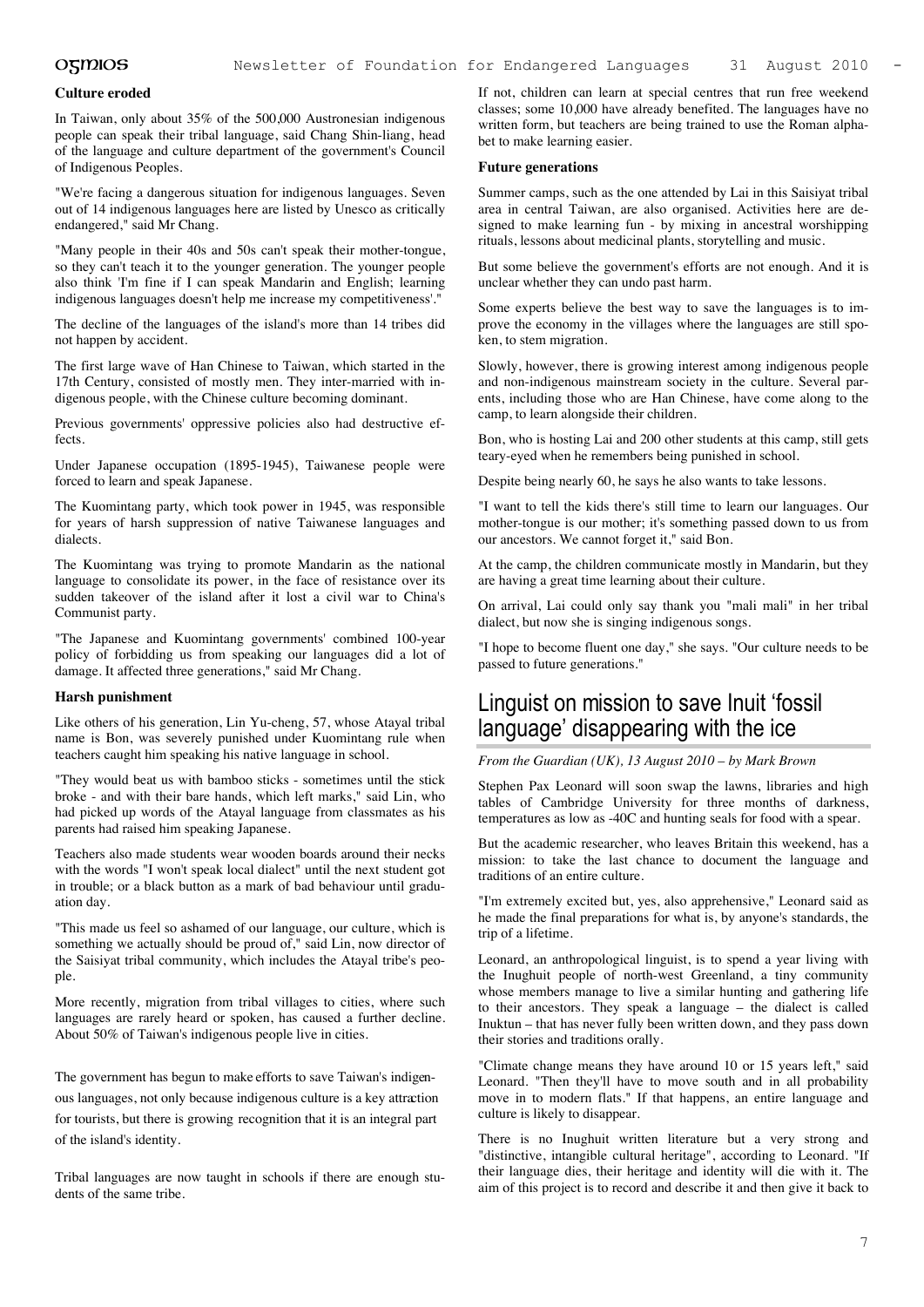**Culture eroded**

In Taiwan, only about 35% of the 500,000 Austronesian indigenous people can speak their tribal language, said Chang Shin-liang, head of the language and culture department of the government's Council of Indigenous Peoples.

"We're facing a dangerous situation for indigenous languages. Seven out of 14 indigenous languages here are listed by Unesco as critically endangered," said Mr Chang.

"Many people in their 40s and 50s can't speak their mother-tongue, so they can't teach it to the younger generation. The younger people also think 'I'm fine if I can speak Mandarin and English; learning indigenous languages doesn't help me increase my competitiveness'."

The decline of the languages of the island's more than 14 tribes did not happen by accident.

The first large wave of Han Chinese to Taiwan, which started in the 17th Century, consisted of mostly men. They inter-married with indigenous people, with the Chinese culture becoming dominant.

Previous governments' oppressive policies also had destructive effects.

Under Japanese occupation (1895-1945), Taiwanese people were forced to learn and speak Japanese.

The Kuomintang party, which took power in 1945, was responsible for years of harsh suppression of native Taiwanese languages and dialects.

The Kuomintang was trying to promote Mandarin as the national language to consolidate its power, in the face of resistance over its sudden takeover of the island after it lost a civil war to China's Communist party.

"The Japanese and Kuomintang governments' combined 100-year policy of forbidding us from speaking our languages did a lot of damage. It affected three generations," said Mr Chang.

**Harsh punishment**

Like others of his generation, Lin Yu-cheng, 57, whose Atayal tribal name is Bon, was severely punished under Kuomintang rule when teachers caught him speaking his native language in school.

"They would beat us with bamboo sticks - sometimes until the stick broke - and with their bare hands, which left marks," said Lin, who had picked up words of the Atayal language from classmates as his parents had raised him speaking Japanese.

Teachers also made students wear wooden boards around their necks with the words "I won't speak local dialect" until the next student got in trouble; or a black button as a mark of bad behaviour until graduation day.

"This made us feel so ashamed of our language, our culture, which is something we actually should be proud of," said Lin, now director of the Saisiyat tribal community, which includes the Atayal tribe's people.

More recently, migration from tribal villages to cities, where such languages are rarely heard or spoken, has caused a further decline. About 50% of Taiwan's indigenous people live in cities.

The government has begun to make efforts to save Taiwan's indigenous languages, not only because indigenous culture is a key attraction for tourists, but there is growing recognition that it is an integral part of the island's identity.

Tribal languages are now taught in schools if there are enough students of the same tribe.

If not, children can learn at special centres that run free weekend classes; some 10,000 have already benefited. The languages have no written form, but teachers are being trained to use the Roman alphabet to make learning easier.

**Future generations**

Summer camps, such as the one attended by Lai in this Saisiyat tribal area in central Taiwan, are also organised. Activities here are designed to make learning fun - by mixing in ancestral worshipping rituals, lessons about medicinal plants, storytelling and music.

But some believe the government's efforts are not enough. And it is unclear whether they can undo past harm.

Some experts believe the best way to save the languages is to improve the economy in the villages where the languages are still spoken, to stem migration.

Slowly, however, there is growing interest among indigenous people and non-indigenous mainstream society in the culture. Several parents, including those who are Han Chinese, have come along to the camp, to learn alongside their children.

Bon, who is hosting Lai and 200 other students at this camp, still gets teary-eyed when he remembers being punished in school.

Despite being nearly 60, he says he also wants to take lessons.

"I want to tell the kids there's still time to learn our languages. Our mother-tongue is our mother; it's something passed down to us from our ancestors. We cannot forget it," said Bon.

At the camp, the children communicate mostly in Mandarin, but they are having a great time learning about their culture.

On arrival, Lai could only say thank you "mali mali" in her tribal dialect, but now she is singing indigenous songs.

"I hope to become fluent one day," she says. "Our culture needs to be passed to future generations."

## Linguist on mission to save Inuit 'fossil language' disappearing with the ice

*From the Guardian (UK), 13 August 2010 – by Mark Brown*

Stephen Pax Leonard will soon swap the lawns, libraries and high tables of Cambridge University for three months of darkness, temperatures as low as -40C and hunting seals for food with a spear.

But the academic researcher, who leaves Britain this weekend, has a mission: to take the last chance to document the language and traditions of an entire culture.

"I'm extremely excited but, yes, also apprehensive," Leonard said as he made the final preparations for what is, by anyone's standards, the trip of a lifetime.

Leonard, an anthropological linguist, is to spend a year living with the Inughuit people of north-west Greenland, a tiny community whose members manage to live a similar hunting and gathering life to their ancestors. They speak a language – the dialect is called Inuktun – that has never fully been written down, and they pass down their stories and traditions orally.

"Climate change means they have around 10 or 15 years left," said Leonard. "Then they'll have to move south and in all probability move in to modern flats." If that happens, an entire language and culture is likely to disappear.

There is no Inughuit written literature but a very strong and "distinctive, intangible cultural heritage", according to Leonard. "If their language dies, their heritage and identity will die with it. The aim of this project is to record and describe it and then give it back to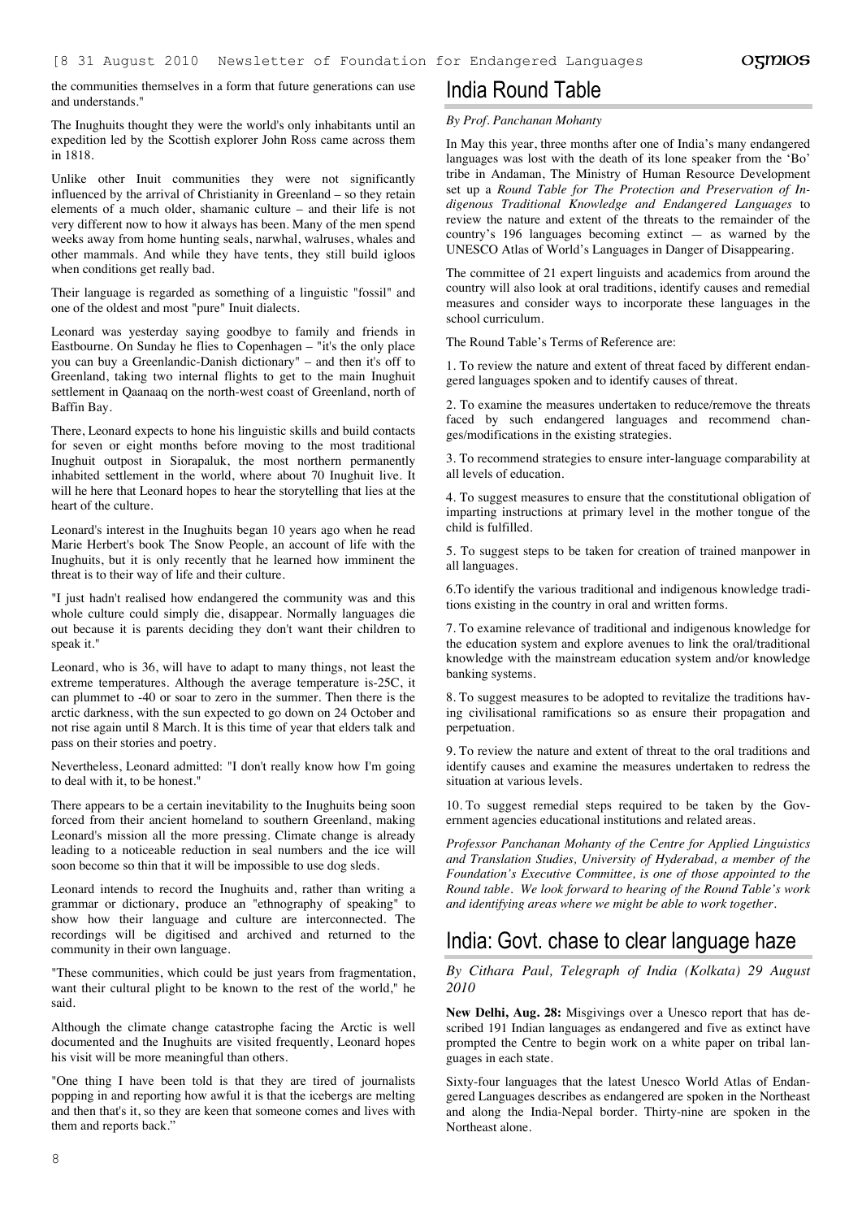the communities themselves in a form that future generations can use and understands."

The Inughuits thought they were the world's only inhabitants until an expedition led by the Scottish explorer John Ross came across them in 1818.

Unlike other Inuit communities they were not significantly influenced by the arrival of Christianity in Greenland – so they retain elements of a much older, shamanic culture – and their life is not very different now to how it always has been. Many of the men spend weeks away from home hunting seals, narwhal, walruses, whales and other mammals. And while they have tents, they still build igloos when conditions get really bad.

Their language is regarded as something of a linguistic "fossil" and one of the oldest and most "pure" Inuit dialects.

Leonard was yesterday saying goodbye to family and friends in Eastbourne. On Sunday he flies to Copenhagen – "it's the only place you can buy a Greenlandic-Danish dictionary" – and then it's off to Greenland, taking two internal flights to get to the main Inughuit settlement in Qaanaaq on the north-west coast of Greenland, north of Baffin Bay.

There, Leonard expects to hone his linguistic skills and build contacts for seven or eight months before moving to the most traditional Inughuit outpost in Siorapaluk, the most northern permanently inhabited settlement in the world, where about 70 Inughuit live. It will he here that Leonard hopes to hear the storytelling that lies at the heart of the culture.

Leonard's interest in the Inughuits began 10 years ago when he read Marie Herbert's book The Snow People, an account of life with the Inughuits, but it is only recently that he learned how imminent the threat is to their way of life and their culture.

"I just hadn't realised how endangered the community was and this whole culture could simply die, disappear. Normally languages die out because it is parents deciding they don't want their children to speak it."

Leonard, who is 36, will have to adapt to many things, not least the extreme temperatures. Although the average temperature is-25C, it can plummet to -40 or soar to zero in the summer. Then there is the arctic darkness, with the sun expected to go down on 24 October and not rise again until 8 March. It is this time of year that elders talk and pass on their stories and poetry.

Nevertheless, Leonard admitted: "I don't really know how I'm going to deal with it, to be honest."

There appears to be a certain inevitability to the Inughuits being soon forced from their ancient homeland to southern Greenland, making Leonard's mission all the more pressing. Climate change is already leading to a noticeable reduction in seal numbers and the ice will soon become so thin that it will be impossible to use dog sleds.

Leonard intends to record the Inughuits and, rather than writing a grammar or dictionary, produce an "ethnography of speaking" to show how their language and culture are interconnected. The recordings will be digitised and archived and returned to the community in their own language.

"These communities, which could be just years from fragmentation, want their cultural plight to be known to the rest of the world," he said.

Although the climate change catastrophe facing the Arctic is well documented and the Inughuits are visited frequently, Leonard hopes his visit will be more meaningful than others.

"One thing I have been told is that they are tired of journalists popping in and reporting how awful it is that the icebergs are melting and then that's it, so they are keen that someone comes and lives with them and reports back."

## India Round Table

*By Prof. Panchanan Mohanty*

In May this year, three months after one of India's many endangered languages was lost with the death of its lone speaker from the 'Bo' tribe in Andaman, The Ministry of Human Resource Development set up a *Round Table for The Protection and Preservation of Indigenous Traditional Knowledge and Endangered Languages* to review the nature and extent of the threats to the remainder of the country's 196 languages becoming extinct — as warned by the UNESCO Atlas of World's Languages in Danger of Disappearing.

The committee of 21 expert linguists and academics from around the country will also look at oral traditions, identify causes and remedial measures and consider ways to incorporate these languages in the school curriculum.

The Round Table's Terms of Reference are:

1. To review the nature and extent of threat faced by different endangered languages spoken and to identify causes of threat.

2. To examine the measures undertaken to reduce/remove the threats faced by such endangered languages and recommend changes/modifications in the existing strategies.

3. To recommend strategies to ensure inter-language comparability at all levels of education.

4. To suggest measures to ensure that the constitutional obligation of imparting instructions at primary level in the mother tongue of the child is fulfilled.

5. To suggest steps to be taken for creation of trained manpower in all languages.

6. To identify the various traditional and indigenous knowledge traditions existing in the country in oral and written forms.

7. To examine relevance of traditional and indigenous knowledge for the education system and explore avenues to link the oral/traditional knowledge with the mainstream education system and/or knowledge banking systems.

8. To suggest measures to be adopted to revitalize the traditions having civilisational ramifications so as ensure their propagation and perpetuation.

9. To review the nature and extent of threat to the oral traditions and identify causes and examine the measures undertaken to redress the situation at various levels.

10. To suggest remedial steps required to be taken by the Government agencies educational institutions and related areas.

*Professor Panchanan Mohanty of the Centre for Applied Linguistics and Translation Studies, University of Hyderabad, a member of the Foundation's Executive Committee, is one of those appointed to the Round table. We look forward to hearing of the Round Table's work and identifying areas where we might be able to work together.*

## India: Govt. chase to clear language haze

*By Cithara Paul, Telegraph of India (Kolkata) 29 August 2010*

**New Delhi, Aug. 28:** Misgivings over a Unesco report that has described 191 Indian languages as endangered and five as extinct have prompted the Centre to begin work on a white paper on tribal languages in each state.

Sixty-four languages that the latest Unesco World Atlas of Endangered Languages describes as endangered are spoken in the Northeast and along the India-Nepal border. Thirty-nine are spoken in the Northeast alone.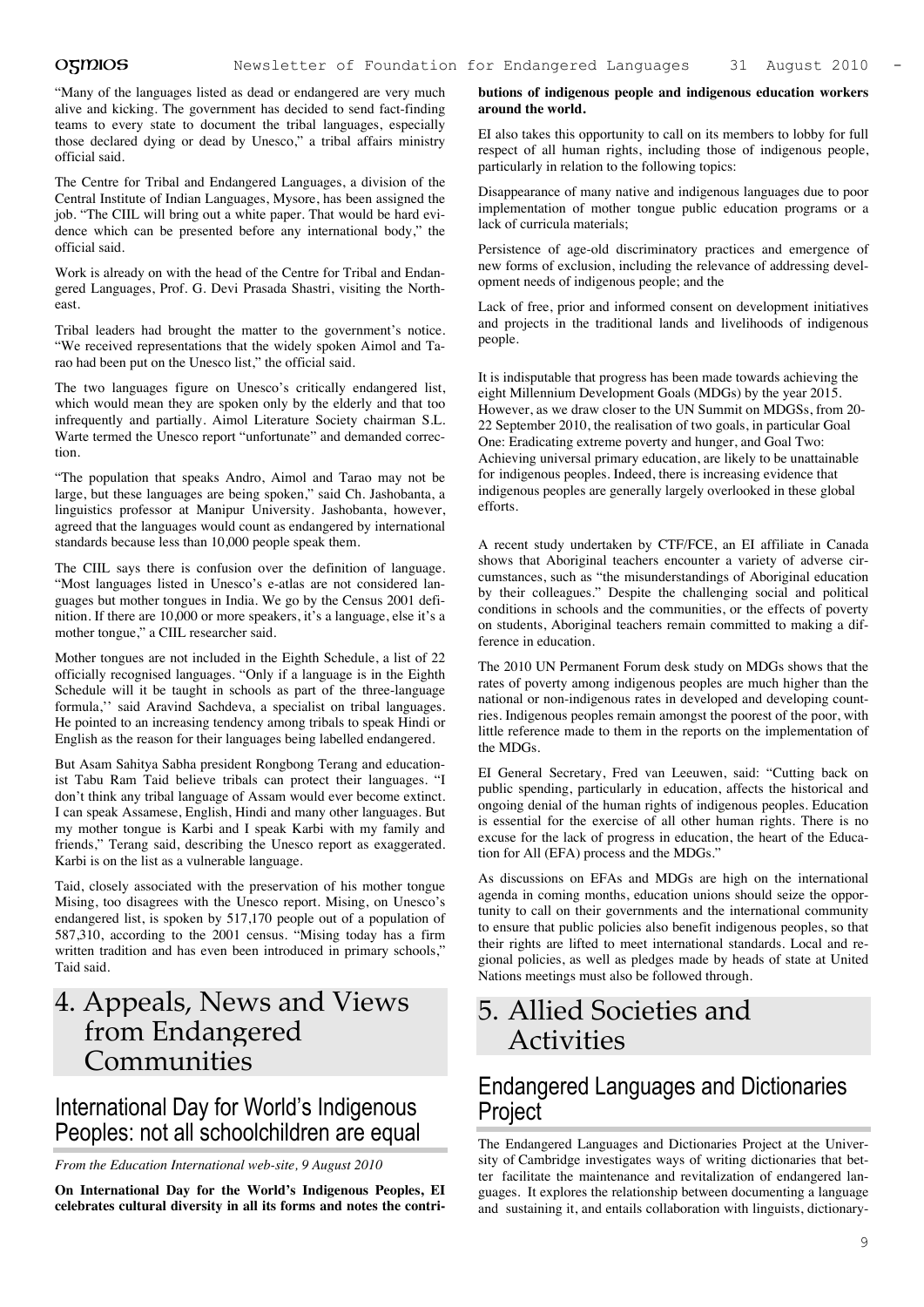"Many of the languages listed as dead or endangered are very much alive and kicking. The government has decided to send fact-finding teams to every state to document the tribal languages, especially those declared dying or dead by Unesco," a tribal affairs ministry official said.

The Centre for Tribal and Endangered Languages, a division of the Central Institute of Indian Languages, Mysore, has been assigned the job. "The CIIL will bring out a white paper. That would be hard evidence which can be presented before any international body," the official said.

Work is already on with the head of the Centre for Tribal and Endangered Languages, Prof. G. Devi Prasada Shastri, visiting the Northeast.

Tribal leaders had brought the matter to the government's notice. "We received representations that the widely spoken Aimol and Tarao had been put on the Unesco list," the official said.

The two languages figure on Unesco's critically endangered list, which would mean they are spoken only by the elderly and that too infrequently and partially. Aimol Literature Society chairman S.L. Warte termed the Unesco report "unfortunate" and demanded correction.

"The population that speaks Andro, Aimol and Tarao may not be large, but these languages are being spoken," said Ch. Jashobanta, a linguistics professor at Manipur University. Jashobanta, however, agreed that the languages would count as endangered by international standards because less than 10,000 people speak them.

The CIIL says there is confusion over the definition of language. "Most languages listed in Unesco's e-atlas are not considered languages but mother tongues in India. We go by the Census 2001 definition. If there are 10,000 or more speakers, it's a language, else it's a mother tongue," a CIIL researcher said.

Mother tongues are not included in the Eighth Schedule, a list of 22 officially recognised languages. "Only if a language is in the Eighth Schedule will it be taught in schools as part of the three-language formula,'' said Aravind Sachdeva, a specialist on tribal languages. He pointed to an increasing tendency among tribals to speak Hindi or English as the reason for their languages being labelled endangered.

But Asam Sahitya Sabha president Rongbong Terang and educationist Tabu Ram Taid believe tribals can protect their languages. "I don't think any tribal language of Assam would ever become extinct. I can speak Assamese, English, Hindi and many other languages. But my mother tongue is Karbi and I speak Karbi with my family and friends," Terang said, describing the Unesco report as exaggerated. Karbi is on the list as a vulnerable language.

Taid, closely associated with the preservation of his mother tongue Mising, too disagrees with the Unesco report. Mising, on Unesco's endangered list, is spoken by 517,170 people out of a population of 587,310, according to the 2001 census. "Mising today has a firm written tradition and has even been introduced in primary schools," Taid said.

# 4. Appeals, News and Views from Endangered Communities

## International Day for World's Indigenous Peoples: not all schoolchildren are equal

*From the Education International web-site, 9 August 2010*

**On International Day for the World's Indigenous Peoples, EI celebrates cultural diversity in all its forms and notes the contributions of indigenous people and indigenous education workers around the world.**

EI also takes this opportunity to call on its members to lobby for full respect of all human rights, including those of indigenous people, particularly in relation to the following topics:

Disappearance of many native and indigenous languages due to poor implementation of mother tongue public education programs or a lack of curricula materials;

Persistence of age-old discriminatory practices and emergence of new forms of exclusion, including the relevance of addressing development needs of indigenous people; and the

Lack of free, prior and informed consent on development initiatives and projects in the traditional lands and livelihoods of indigenous people.

It is indisputable that progress has been made towards achieving the eight Millennium Development Goals (MDGs) by the year 2015. However, as we draw closer to the UN Summit on MDGSs, from 20-22 September 2010, the realisation of two goals, in particular Goal One: Eradicating extreme poverty and hunger, and Goal Two: Achieving universal primary education, are likely to be unattainable for indigenous peoples. Indeed, there is increasing evidence that indigenous peoples are generally largely overlooked in these global efforts.

A recent study undertaken by CTF/FCE, an EI affiliate in Canada shows that Aboriginal teachers encounter a variety of adverse circumstances, such as "the misunderstandings of Aboriginal education by their colleagues." Despite the challenging social and political conditions in schools and the communities, or the effects of poverty on students, Aboriginal teachers remain committed to making a difference in education.

The 2010 UN Permanent Forum desk study on MDGs shows that the rates of poverty among indigenous peoples are much higher than the national or non-indigenous rates in developed and developing countries. Indigenous peoples remain amongst the poorest of the poor, with little reference made to them in the reports on the implementation of the MDGs.

EI General Secretary, Fred van Leeuwen, said: "Cutting back on public spending, particularly in education, affects the historical and ongoing denial of the human rights of indigenous peoples. Education is essential for the exercise of all other human rights. There is no excuse for the lack of progress in education, the heart of the Education for All (EFA) process and the MDGs."

As discussions on EFAs and MDGs are high on the international agenda in coming months, education unions should seize the opportunity to call on their governments and the international community to ensure that public policies also benefit indigenous peoples, so that their rights are lifted to meet international standards. Local and regional policies, as well as pledges made by heads of state at United Nations meetings must also be followed through.

# 5. Allied Societies and Activities

## Endangered Languages and Dictionaries Project

The Endangered Languages and Dictionaries Project at the University of Cambridge investigates ways of writing dictionaries that better facilitate the maintenance and revitalization of endangered languages. It explores the relationship between documenting a language and sustaining it, and entails collaboration with linguists, dictionary-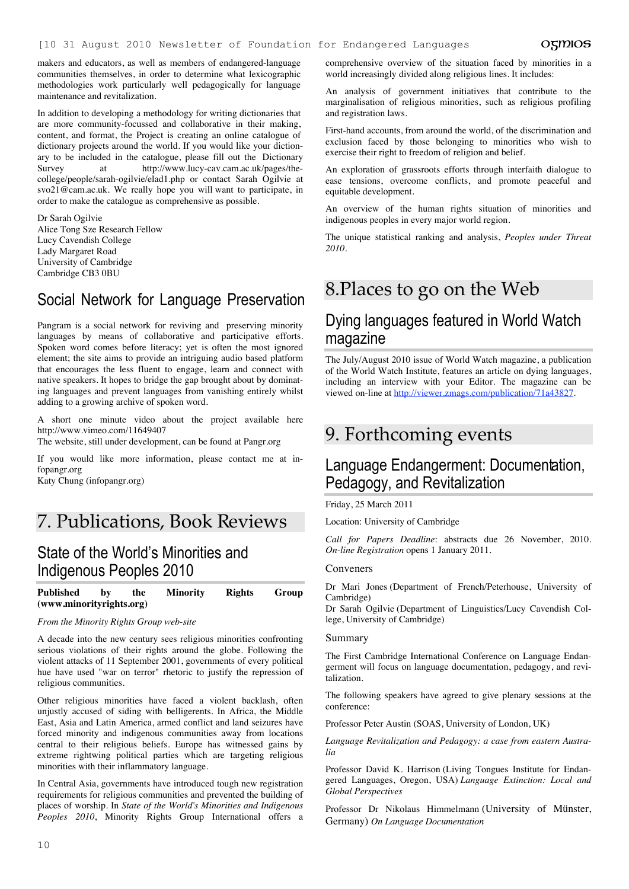makers and educators, as well as members of endangered-language communities themselves, in order to determine what lexicographic methodologies work particularly well pedagogically for language maintenance and revitalization.

In addition to developing a methodology for writing dictionaries that are more community-focussed and collaborative in their making, content, and format, the Project is creating an online catalogue of dictionary projects around the world. If you would like your dictionary to be included in the catalogue, please fill out the Dictionary Survey at http://www.lucy-cav.cam.ac.uk/pages/the-college/people/sarah-ogilvie/elad1.php or contact Sarah Ogilvie at svo21@cam.ac.uk. We really hope you will want to participate, in order to make the catalogue as comprehensive as possible.

Dr Sarah Ogilvie
Alice Tong Sze Research Fellow
Lucy Cavendish College
Lady Margaret Road
University of Cambridge
Cambridge CB3 0BU

## Social Network for Language Preservation

Pangram is a social network for reviving and preserving minority languages by means of collaborative and participative efforts. Spoken word comes before literacy; yet is often the most ignored element; the site aims to provide an intriguing audio based platform that encourages the less fluent to engage, learn and connect with native speakers. It hopes to bridge the gap brought about by dominating languages and prevent languages from vanishing entirely whilst adding to a growing archive of spoken word.

A short one minute video about the project available here http://www.vimeo.com/11649407
The website, still under development, can be found at Pangr.org

If you would like more information, please contact me at infopangr.org
Katy Chung (infopangr.org)

# 7. Publications, Book Reviews

## State of the World's Minorities and Indigenous Peoples 2010

**Published by the Minority Rights Group (www.minorityrights.org)**

*From the Minority Rights Group web-site*

A decade into the new century sees religious minorities confronting serious violations of their rights around the globe. Following the violent attacks of 11 September 2001, governments of every political hue have used "war on terror" rhetoric to justify the repression of religious communities.

Other religious minorities have faced a violent backlash, often unjustly accused of siding with belligerents. In Africa, the Middle East, Asia and Latin America, armed conflict and land seizures have forced minority and indigenous communities away from locations central to their religious beliefs. Europe has witnessed gains by extreme rightwing political parties which are targeting religious minorities with their inflammatory language.

In Central Asia, governments have introduced tough new registration requirements for religious communities and prevented the building of places of worship. In *State of the World's Minorities and Indigenous Peoples 2010*, Minority Rights Group International offers a comprehensive overview of the situation faced by minorities in a world increasingly divided along religious lines. It includes:

An analysis of government initiatives that contribute to the marginalisation of religious minorities, such as religious profiling and registration laws.

First-hand accounts, from around the world, of the discrimination and exclusion faced by those belonging to minorities who wish to exercise their right to freedom of religion and belief.

An exploration of grassroots efforts through interfaith dialogue to ease tensions, overcome conflicts, and promote peaceful and equitable development.

An overview of the human rights situation of minorities and indigenous peoples in every major world region.

The unique statistical ranking and analysis, *Peoples under Threat 2010*.

# 8.Places to go on the Web

## Dying languages featured in World Watch magazine

The July/August 2010 issue of World Watch magazine, a publication of the World Watch Institute, features an article on dying languages, including an interview with your Editor. The magazine can be viewed on-line at http://viewer.zmags.com/publication/71a43827.

# 9. Forthcoming events

## Language Endangerment: Documentation, Pedagogy, and Revitalization

Friday, 25 March 2011

Location: University of Cambridge

*Call for Papers Deadline*: abstracts due 26 November, 2010. *On-line Registration* opens 1 January 2011.

### Conveners

Dr Mari Jones (Department of French/Peterhouse, University of Cambridge)
Dr Sarah Ogilvie (Department of Linguistics/Lucy Cavendish College, University of Cambridge)

### Summary

The First Cambridge International Conference on Language Endangerment will focus on language documentation, pedagogy, and revitalization.

The following speakers have agreed to give plenary sessions at the conference:

Professor Peter Austin (SOAS, University of London, UK)

*Language Revitalization and Pedagogy: a case from eastern Australia*

Professor David K. Harrison (Living Tongues Institute for Endangered Languages, Oregon, USA) *Language Extinction: Local and Global Perspectives*

Professor Dr Nikolaus Himmelmann (University of Münster, Germany) *On Language Documentation*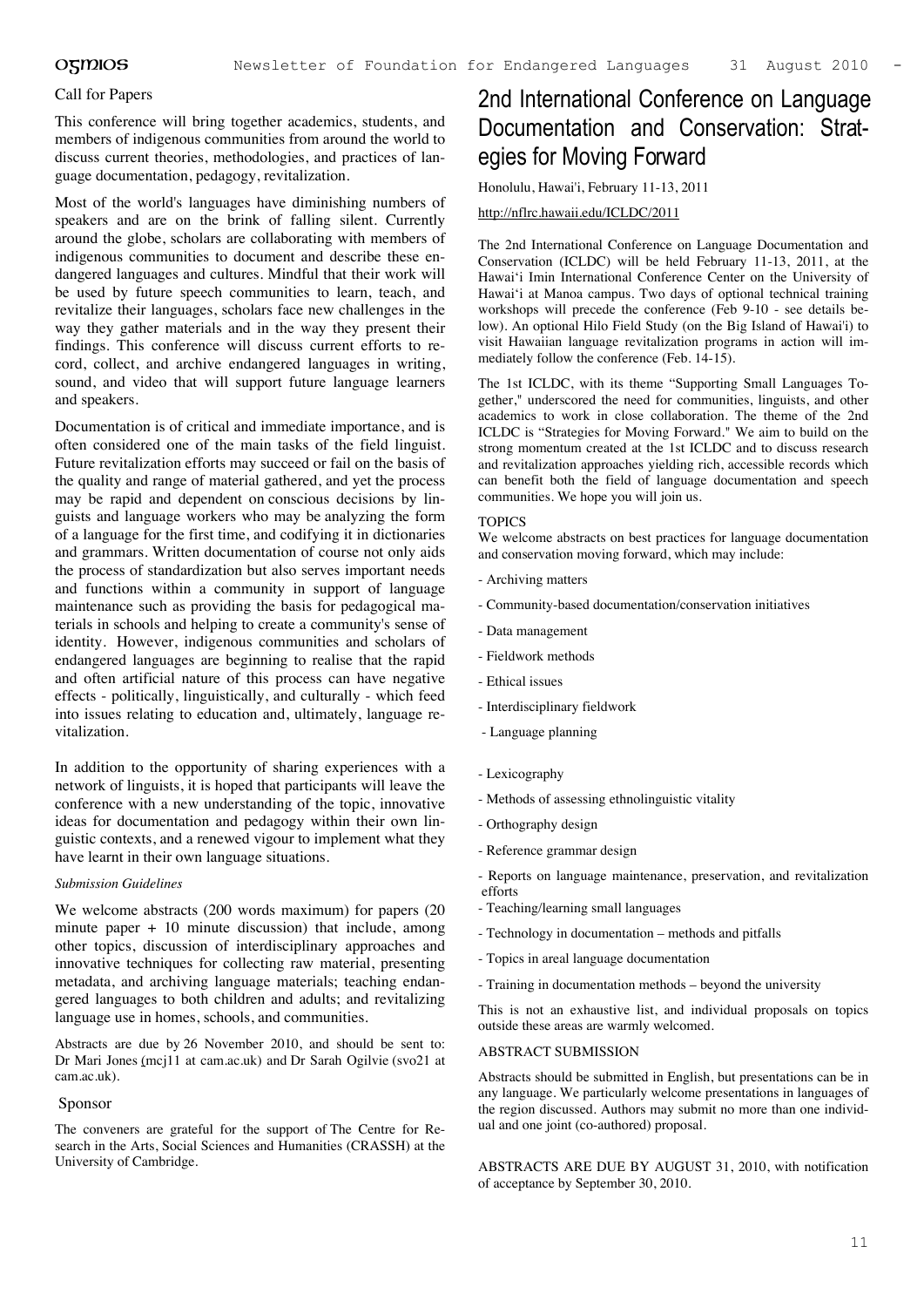Call for Papers

This conference will bring together academics, students, and members of indigenous communities from around the world to discuss current theories, methodologies, and practices of language documentation, pedagogy, revitalization.

Most of the world's languages have diminishing numbers of speakers and are on the brink of falling silent. Currently around the globe, scholars are collaborating with members of indigenous communities to document and describe these endangered languages and cultures. Mindful that their work will be used by future speech communities to learn, teach, and revitalize their languages, scholars face new challenges in the way they gather materials and in the way they present their findings. This conference will discuss current efforts to record, collect, and archive endangered languages in writing, sound, and video that will support future language learners and speakers.

Documentation is of critical and immediate importance, and is often considered one of the main tasks of the field linguist. Future revitalization efforts may succeed or fail on the basis of the quality and range of material gathered, and yet the process may be rapid and dependent on conscious decisions by linguists and language workers who may be analyzing the form of a language for the first time, and codifying it in dictionaries and grammars. Written documentation of course not only aids the process of standardization but also serves important needs and functions within a community in support of language maintenance such as providing the basis for pedagogical materials in schools and helping to create a community's sense of identity. However, indigenous communities and scholars of endangered languages are beginning to realise that the rapid and often artificial nature of this process can have negative effects - politically, linguistically, and culturally - which feed into issues relating to education and, ultimately, language revitalization.

In addition to the opportunity of sharing experiences with a network of linguists, it is hoped that participants will leave the conference with a new understanding of the topic, innovative ideas for documentation and pedagogy within their own linguistic contexts, and a renewed vigour to implement what they have learnt in their own language situations.

*Submission Guidelines*

We welcome abstracts (200 words maximum) for papers (20 minute paper + 10 minute discussion) that include, among other topics, discussion of interdisciplinary approaches and innovative techniques for collecting raw material, presenting metadata, and archiving language materials; teaching endangered languages to both children and adults; and revitalizing language use in homes, schools, and communities.

Abstracts are due by 26 November 2010, and should be sent to: Dr Mari Jones (mcj11 at cam.ac.uk) and Dr Sarah Ogilvie (svo21 at cam.ac.uk).

Sponsor

The conveners are grateful for the support of The Centre for Research in the Arts, Social Sciences and Humanities (CRASSH) at the University of Cambridge.

# 2nd International Conference on Language Documentation and Conservation: Strategies for Moving Forward

Honolulu, Hawai'i, February 11-13, 2011

http://nflrc.hawaii.edu/ICLDC/2011

The 2nd International Conference on Language Documentation and Conservation (ICLDC) will be held February 11-13, 2011, at the Hawai'i Imin International Conference Center on the University of Hawai'i at Manoa campus. Two days of optional technical training workshops will precede the conference (Feb 9-10 - see details below). An optional Hilo Field Study (on the Big Island of Hawai'i) to visit Hawaiian language revitalization programs in action will immediately follow the conference (Feb. 14-15).

The 1st ICLDC, with its theme "Supporting Small Languages Together," underscored the need for communities, linguists, and other academics to work in close collaboration. The theme of the 2nd ICLDC is "Strategies for Moving Forward." We aim to build on the strong momentum created at the 1st ICLDC and to discuss research and revitalization approaches yielding rich, accessible records which can benefit both the field of language documentation and speech communities. We hope you will join us.

TOPICS

We welcome abstracts on best practices for language documentation and conservation moving forward, which may include:

- Archiving matters
- Community-based documentation/conservation initiatives
- Data management
- Fieldwork methods
- Ethical issues
- Interdisciplinary fieldwork
- Language planning
- Lexicography
- Methods of assessing ethnolinguistic vitality
- Orthography design
- Reference grammar design
- Reports on language maintenance, preservation, and revitalization efforts
- Teaching/learning small languages
- Technology in documentation – methods and pitfalls
- Topics in areal language documentation
- Training in documentation methods – beyond the university

This is not an exhaustive list, and individual proposals on topics outside these areas are warmly welcomed.

ABSTRACT SUBMISSION

Abstracts should be submitted in English, but presentations can be in any language. We particularly welcome presentations in languages of the region discussed. Authors may submit no more than one individual and one joint (co-authored) proposal.

ABSTRACTS ARE DUE BY AUGUST 31, 2010, with notification of acceptance by September 30, 2010.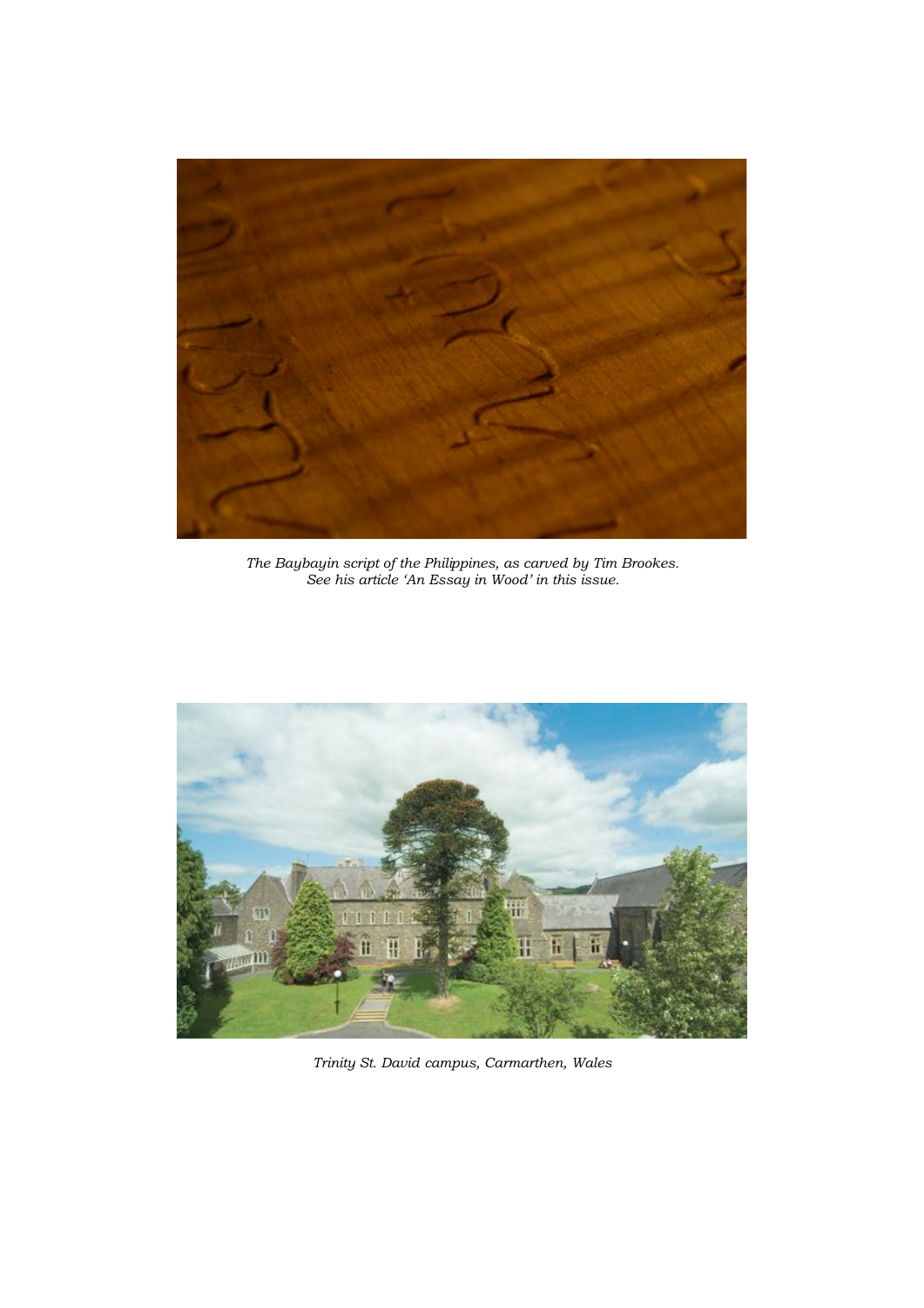*The Baybayin script of the Philippines, as carved by Tim Brookes. See his article 'An Essay in Wood' in this issue.*

*Trinity St. David campus, Carmarthen, Wales*